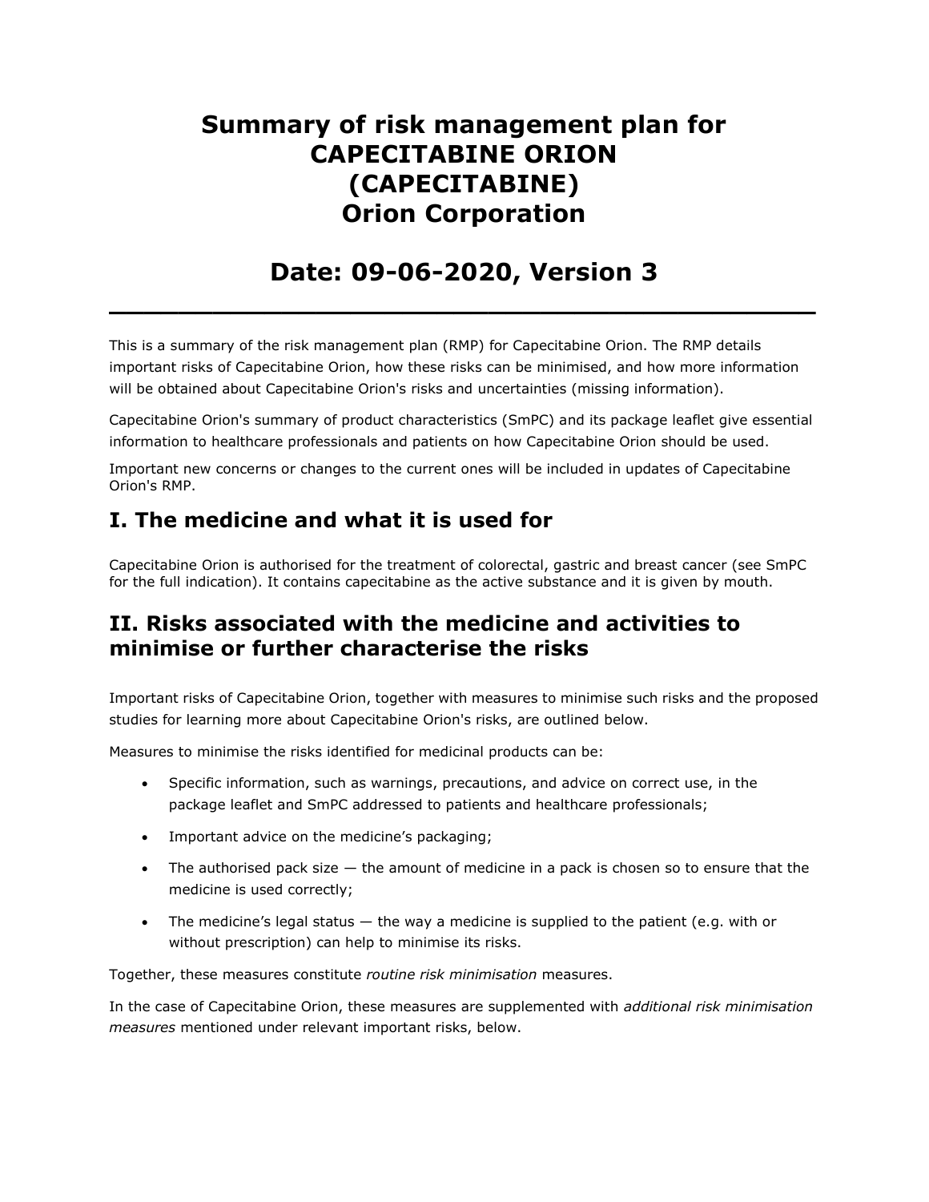# Summary of risk management plan for CAPECITABINE ORION (CAPECITABINE) Orion Corporation

# Date: 09-06-2020, Version 3

---

This is a summary of the risk management plan (RMP) for Capecitabine Orion. The RMP details important risks of Capecitabine Orion, how these risks can be minimised, and how more information will be obtained about Capecitabine Orion's risks and uncertainties (missing information).

Capecitabine Orion's summary of product characteristics (SmPC) and its package leaflet give essential information to healthcare professionals and patients on how Capecitabine Orion should be used.

Important new concerns or changes to the current ones will be included in updates of Capecitabine Orion's RMP.

## I. The medicine and what it is used for

Capecitabine Orion is authorised for the treatment of colorectal, gastric and breast cancer (see SmPC for the full indication). It contains capecitabine as the active substance and it is given by mouth.

## II. Risks associated with the medicine and activities to minimise or further characterise the risks

Important risks of Capecitabine Orion, together with measures to minimise such risks and the proposed studies for learning more about Capecitabine Orion's risks, are outlined below.

Measures to minimise the risks identified for medicinal products can be:

- Specific information, such as warnings, precautions, and advice on correct use, in the package leaflet and SmPC addressed to patients and healthcare professionals;
- Important advice on the medicine's packaging;
- The authorised pack size — the amount of medicine in a pack is chosen so to ensure that the medicine is used correctly;
- The medicine's legal status — the way a medicine is supplied to the patient (e.g. with or without prescription) can help to minimise its risks.

Together, these measures constitute *routine risk minimisation* measures.

In the case of Capecitabine Orion, these measures are supplemented with *additional risk minimisation measures* mentioned under relevant important risks, below.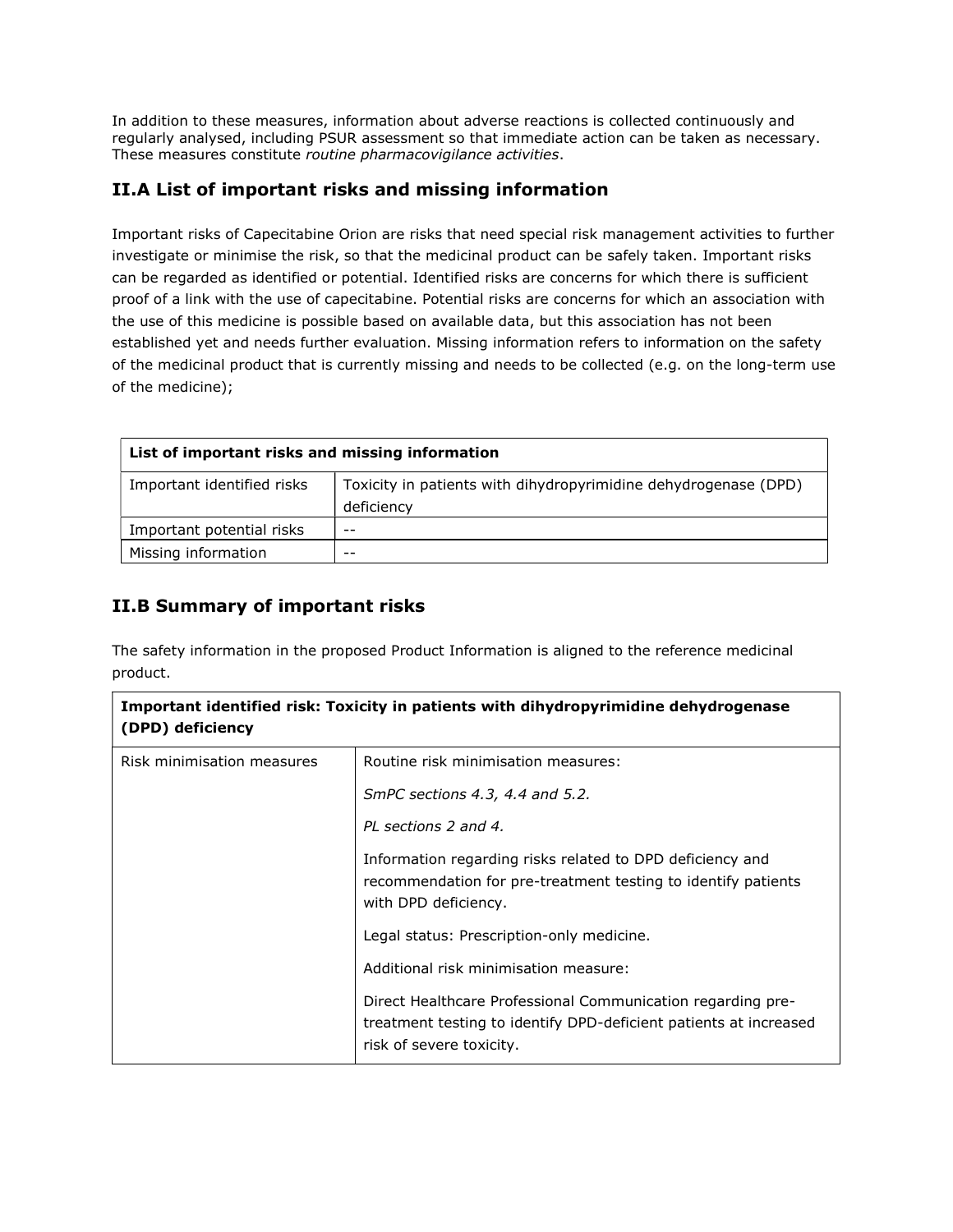In addition to these measures, information about adverse reactions is collected continuously and regularly analysed, including PSUR assessment so that immediate action can be taken as necessary. These measures constitute *routine pharmacovigilance activities*.

## II.A List of important risks and missing information

Important risks of Capecitabine Orion are risks that need special risk management activities to further investigate or minimise the risk, so that the medicinal product can be safely taken. Important risks can be regarded as identified or potential. Identified risks are concerns for which there is sufficient proof of a link with the use of capecitabine. Potential risks are concerns for which an association with the use of this medicine is possible based on available data, but this association has not been established yet and needs further evaluation. Missing information refers to information on the safety of the medicinal product that is currently missing and needs to be collected (e.g. on the long-term use of the medicine);

| **List of important risks and missing information** | |
|---|---|
| Important identified risks | Toxicity in patients with dihydropyrimidine dehydrogenase (DPD) deficiency |
| Important potential risks | -- |
| Missing information | -- |

## II.B Summary of important risks

The safety information in the proposed Product Information is aligned to the reference medicinal product.

| **Important identified risk: Toxicity in patients with dihydropyrimidine dehydrogenase (DPD) deficiency** | |
|---|---|
| Risk minimisation measures | Routine risk minimisation measures:<br><br>*SmPC sections 4.3, 4.4 and 5.2.*<br><br>*PL sections 2 and 4.*<br><br>Information regarding risks related to DPD deficiency and recommendation for pre-treatment testing to identify patients with DPD deficiency.<br><br>Legal status: Prescription-only medicine.<br><br>Additional risk minimisation measure:<br><br>Direct Healthcare Professional Communication regarding pre-treatment testing to identify DPD-deficient patients at increased risk of severe toxicity. |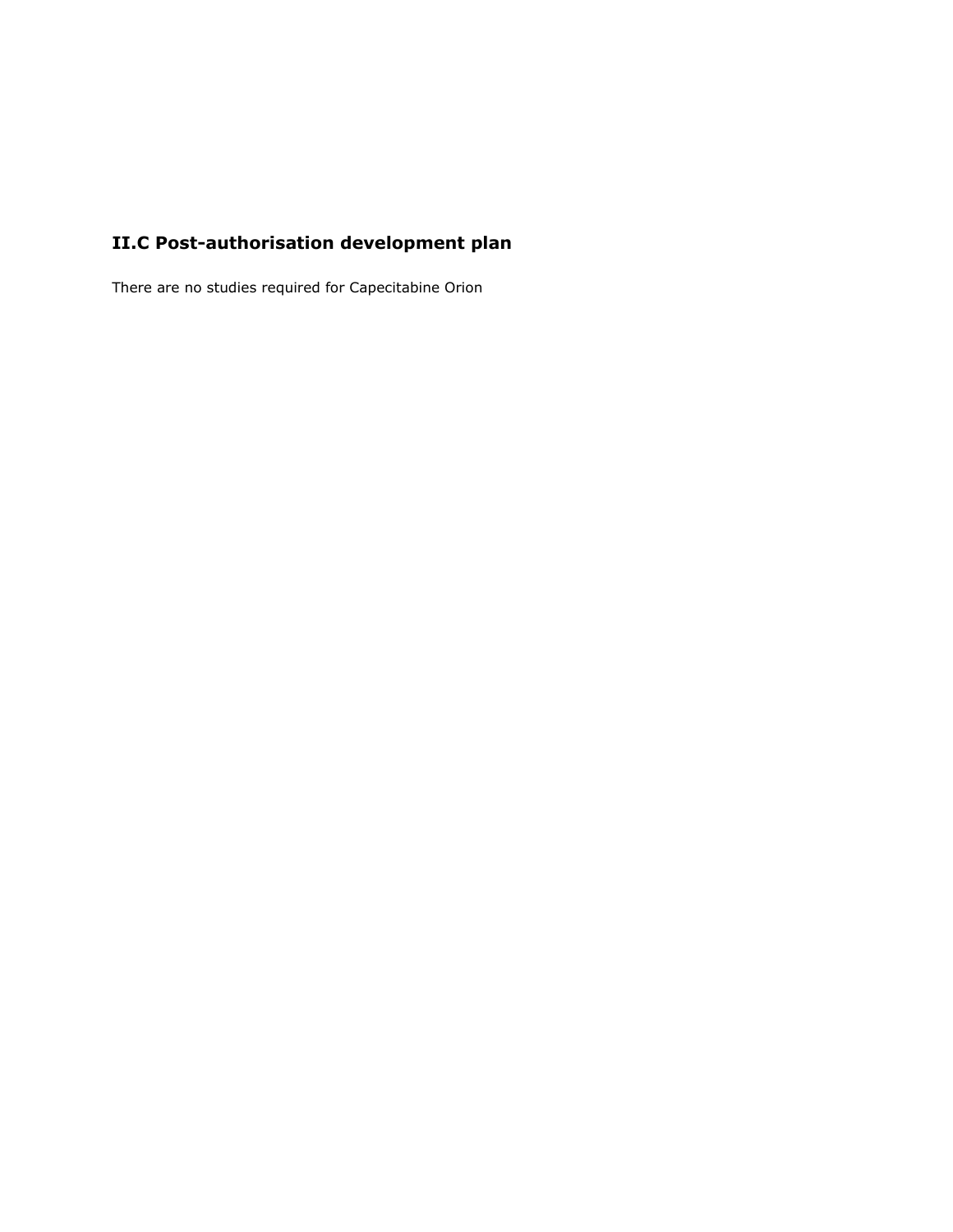## II.C Post-authorisation development plan

There are no studies required for Capecitabine Orion